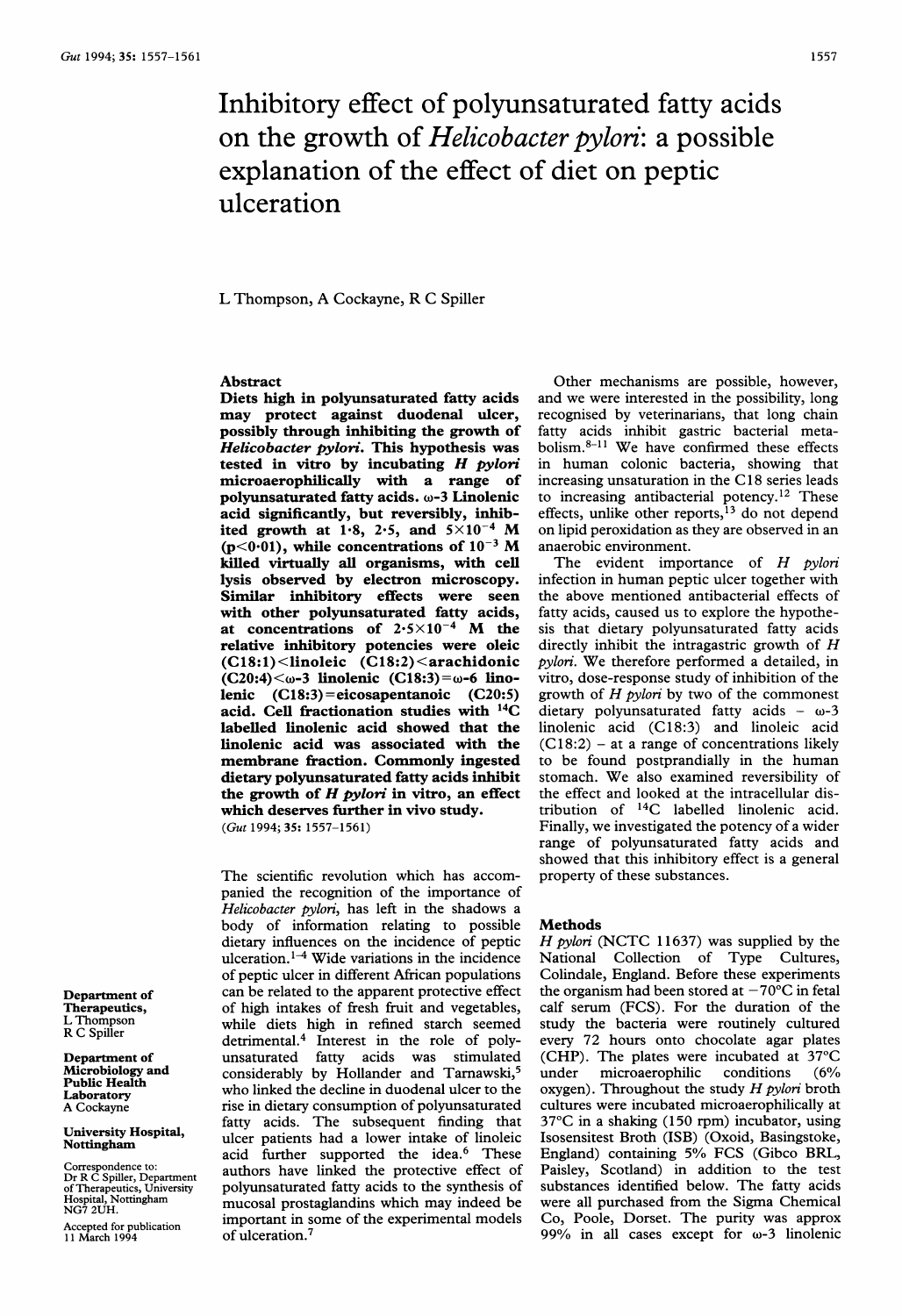# Inhibitory effect of polyunsaturated fatty acids on the growth of *Helicobacter pylori*: a possible explanation of the effect of diet on peptic ulceration

L Thompson, A Cockayne, R C Spiller

Department of Therapeutics, L Thompson, R C Spiller

Department of Microbiology and Public Health Laboratory, A Cockayne

University Hospital, Nottingham

Correspondence to: Dr R C Spiller, Department of Therapeutics, University Hospital, Nottingham NG7 2UH.

Accepted for publication 11 March 1994

## Abstract

**Diets high in polyunsaturated fatty acids may protect against duodenal ulcer, possibly through inhibiting the growth of *Helicobacter pylori*. This hypothesis was tested in vitro by incubating *H pylori* microaerophilically with a range of polyunsaturated fatty acids. ω-3 Linolenic acid significantly, but reversibly, inhibited growth at 1·8, 2·5, and $5 \times 10^{-4}$ M ($p<0·01$), while concentrations of $10^{-3}$ M killed virtually all organisms, with cell lysis observed by electron microscopy. Similar inhibitory effects were seen with other polyunsaturated fatty acids, at concentrations of $2·5 \times 10^{-4}$ M the relative inhibitory potencies were oleic (C18:1)<linoleic (C18:2)<arachidonic (C20:4)<ω-3 linolenic (C18:3)=ω-6 linolenic (C18:3)=eicosapentanoic (C20:5) acid. Cell fractionation studies with $^{14}C$ labelled linolenic acid showed that the linolenic acid was associated with the membrane fraction. Commonly ingested dietary polyunsaturated fatty acids inhibit the growth of *H pylori* in vitro, an effect which deserves further in vivo study.**

(*Gut* 1994; **35:** 1557–1561)

The scientific revolution which has accompanied the recognition of the importance of *Helicobacter pylori*, has left in the shadows a body of information relating to possible dietary influences on the incidence of peptic ulceration.[1–4] Wide variations in the incidence of peptic ulcer in different African populations can be related to the apparent protective effect of high intakes of fresh fruit and vegetables, while diets high in refined starch seemed detrimental.[4] Interest in the role of polyunsaturated fatty acids was stimulated considerably by Hollander and Tarnawski,[5] who linked the decline in duodenal ulcer to the rise in dietary consumption of polyunsaturated fatty acids. The subsequent finding that ulcer patients had a lower intake of linoleic acid further supported the idea.[6] These authors have linked the protective effect of polyunsaturated fatty acids to the synthesis of mucosal prostaglandins which may indeed be important in some of the experimental models of ulceration.[7]

Other mechanisms are possible, however, and we were interested in the possibility, long recognised by veterinarians, that long chain fatty acids inhibit gastric bacterial metabolism.[8–11] We have confirmed these effects in human colonic bacteria, showing that increasing unsaturation in the C18 series leads to increasing antibacterial potency.[12] These effects, unlike other reports,[13] do not depend on lipid peroxidation as they are observed in an anaerobic environment.

The evident importance of *H pylori* infection in human peptic ulcer together with the above mentioned antibacterial effects of fatty acids, caused us to explore the hypothesis that dietary polyunsaturated fatty acids directly inhibit the intragastric growth of *H pylori*. We therefore performed a detailed, in vitro, dose-response study of inhibition of the growth of *H pylori* by two of the commonest dietary polyunsaturated fatty acids – ω-3 linolenic acid (C18:3) and linoleic acid (C18:2) – at a range of concentrations likely to be found postprandially in the human stomach. We also examined reversibility of the effect and looked at the intracellular distribution of $^{14}C$ labelled linolenic acid. Finally, we investigated the potency of a wider range of polyunsaturated fatty acids and showed that this inhibitory effect is a general property of these substances.

## Methods

*H pylori* (NCTC 11637) was supplied by the National Collection of Type Cultures, Colindale, England. Before these experiments the organism had been stored at −70°C in fetal calf serum (FCS). For the duration of the study the bacteria were routinely cultured every 72 hours onto chocolate agar plates (CHP). The plates were incubated at 37°C under microaerophilic conditions (6% oxygen). Throughout the study *H pylori* broth cultures were incubated microaerophilically at 37°C in a shaking (150 rpm) incubator, using Isosensitest Broth (ISB) (Oxoid, Basingstoke, England) containing 5% FCS (Gibco BRL, Paisley, Scotland) in addition to the test substances identified below. The fatty acids were all purchased from the Sigma Chemical Co, Poole, Dorset. The purity was approx 99% in all cases except for ω-3 linolenic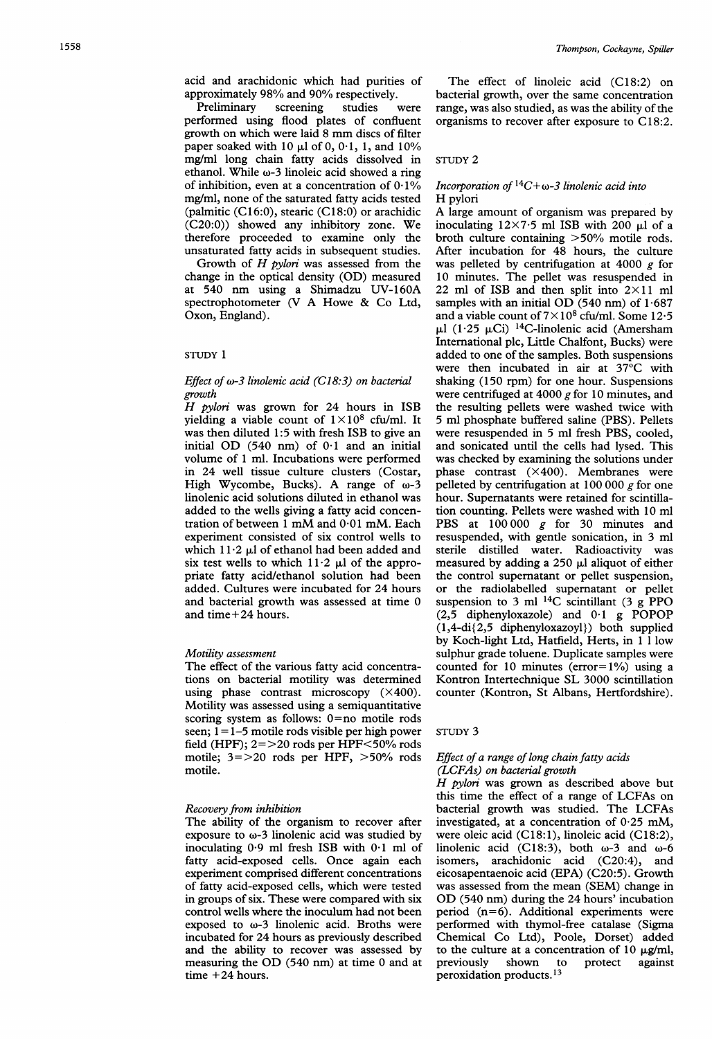acid and arachidonic which had purities of approximately 98% and 90% respectively.

Preliminary screening studies were performed using flood plates of confluent growth on which were laid 8 mm discs of filter paper soaked with 10 μl of 0, 0·1, 1, and 10% mg/ml long chain fatty acids dissolved in ethanol. While ω-3 linoleic acid showed a ring of inhibition, even at a concentration of 0·1% mg/ml, none of the saturated fatty acids tested (palmitic (C16:0), stearic (C18:0) or arachidic (C20:0)) showed any inhibitory zone. We therefore proceeded to examine only the unsaturated fatty acids in subsequent studies.

Growth of *H pylori* was assessed from the change in the optical density (OD) measured at 540 nm using a Shimadzu UV-160A spectrophotometer (V A Howe & Co Ltd, Oxon, England).

## STUDY 1

### *Effect of ω-3 linolenic acid (C18:3) on bacterial growth*

*H pylori* was grown for 24 hours in ISB yielding a viable count of $1 \times 10^8$ cfu/ml. It was then diluted 1:5 with fresh ISB to give an initial OD (540 nm) of 0·1 and an initial volume of 1 ml. Incubations were performed in 24 well tissue culture clusters (Costar, High Wycombe, Bucks). A range of ω-3 linolenic acid solutions diluted in ethanol was added to the wells giving a fatty acid concentration of between 1 mM and 0·01 mM. Each experiment consisted of six control wells to which 11·2 μl of ethanol had been added and six test wells to which 11·2 μl of the appropriate fatty acid/ethanol solution had been added. Cultures were incubated for 24 hours and bacterial growth was assessed at time 0 and time+24 hours.

### *Motility assessment*

The effect of the various fatty acid concentrations on bacterial motility was determined using phase contrast microscopy (×400). Motility was assessed using a semiquantitative scoring system as follows: 0=no motile rods seen; 1=1–5 motile rods visible per high power field (HPF); 2=>20 rods per HPF<50% rods motile; 3=>20 rods per HPF, >50% rods motile.

### *Recovery from inhibition*

The ability of the organism to recover after exposure to ω-3 linolenic acid was studied by inoculating 0·9 ml fresh ISB with 0·1 ml of fatty acid-exposed cells. Once again each experiment comprised different concentrations of fatty acid-exposed cells, which were tested in groups of six. These were compared with six control wells where the inoculum had not been exposed to ω-3 linolenic acid. Broths were incubated for 24 hours as previously described and the ability to recover was assessed by measuring the OD (540 nm) at time 0 and at time +24 hours.

The effect of linoleic acid (C18:2) on bacterial growth, over the same concentration range, was also studied, as was the ability of the organisms to recover after exposure to C18:2.

## STUDY 2

### *Incorporation of $^{14}C$+ω-3 linolenic acid into* H pylori

A large amount of organism was prepared by inoculating 12×7·5 ml ISB with 200 μl of a broth culture containing >50% motile rods. After incubation for 48 hours, the culture was pelleted by centrifugation at 4000 *g* for 10 minutes. The pellet was resuspended in 22 ml of ISB and then split into 2×11 ml samples with an initial OD (540 nm) of 1·687 and a viable count of $7 \times 10^8$ cfu/ml. Some 12·5 μl (1·25 μCi) $^{14}C$-linolenic acid (Amersham International plc, Little Chalfont, Bucks) were added to one of the samples. Both suspensions were then incubated in air at 37°C with shaking (150 rpm) for one hour. Suspensions were centrifuged at 4000 *g* for 10 minutes, and the resulting pellets were washed twice with 5 ml phosphate buffered saline (PBS). Pellets were resuspended in 5 ml fresh PBS, cooled, and sonicated until the cells had lysed. This was checked by examining the solutions under phase contrast (×400). Membranes were pelleted by centrifugation at 100 000 *g* for one hour. Supernatants were retained for scintillation counting. Pellets were washed with 10 ml PBS at 100 000 *g* for 30 minutes and resuspended, with gentle sonication, in 3 ml sterile distilled water. Radioactivity was measured by adding a 250 μl aliquot of either the control supernatant or pellet suspension, or the radiolabelled supernatant or pellet suspension to 3 ml $^{14}C$ scintillant (3 g PPO (2,5 diphenyloxazole) and 0·1 g POPOP (1,4-di{2,5 diphenyloxazoyl}) both supplied by Koch-light Ltd, Hatfield, Herts, in 1 l low sulphur grade toluene. Duplicate samples were counted for 10 minutes (error=1%) using a Kontron Intertechnique SL 3000 scintillation counter (Kontron, St Albans, Hertfordshire).

## STUDY 3

### *Effect of a range of long chain fatty acids (LCFAs) on bacterial growth*

*H pylori* was grown as described above but this time the effect of a range of LCFAs on bacterial growth was studied. The LCFAs investigated, at a concentration of 0·25 mM, were oleic acid (C18:1), linoleic acid (C18:2), linolenic acid (C18:3), both ω-3 and ω-6 isomers, arachidonic acid (C20:4), and eicosapentaenoic acid (EPA) (C20:5). Growth was assessed from the mean (SEM) change in OD (540 nm) during the 24 hours' incubation period (n=6). Additional experiments were performed with thymol-free catalase (Sigma Chemical Co Ltd), Poole, Dorset) added to the culture at a concentration of 10 μg/ml, previously shown to protect against peroxidation products.[13]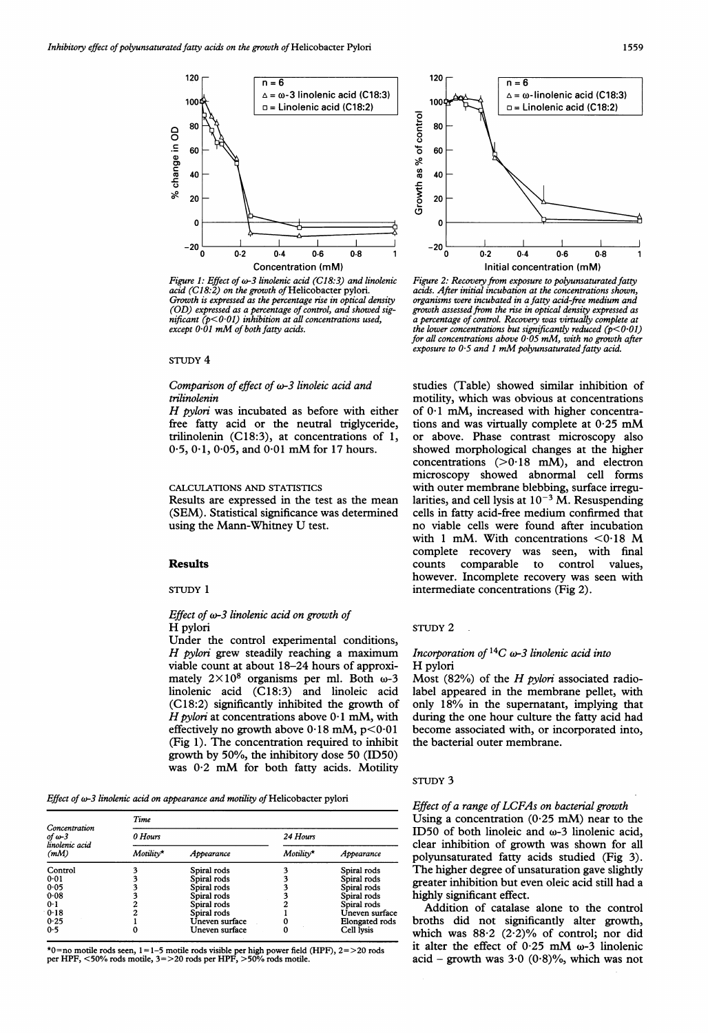Figure 1: Effect of ω-3 linolenic acid (C18:3) and linolenic acid (C18:2) on the growth of *Helicobacter pylori*. Growth is expressed as the percentage rise in optical density (OD) expressed as a percentage of control, and showed significant ($p<0.01$) inhibition at all concentrations used, except 0·01 mM of both fatty acids.

Figure 2: Recovery from exposure to polyunsaturated fatty acids. After initial incubation at the concentrations shown, organisms were incubated in a fatty acid-free medium and growth assessed from the rise in optical density expressed as a percentage of control. Recovery was virtually complete at the lower concentrations but significantly reduced ($p<0.01$) for all concentrations above 0·05 mM, with no growth after exposure to 0.5 and 1 mM polyunsaturated fatty acid.

STUDY 4

*Comparison of effect of ω-3 linoleic acid and trilinolenin*

*H pylori* was incubated as before with either free fatty acid or the neutral triglyceride, trilinolenin (C18:3), at concentrations of 1, 0·5, 0·1, 0·05, and 0·01 mM for 17 hours.

CALCULATIONS AND STATISTICS

Results are expressed in the test as the mean (SEM). Statistical significance was determined using the Mann-Whitney U test.

## Results

STUDY 1

*Effect of ω-3 linolenic acid on growth of* H pylori

Under the control experimental conditions, *H pylori* grew steadily reaching a maximum viable count at about 18–24 hours of approximately $2\times10^{8}$ organisms per ml. Both ω-3 linolenic acid (C18:3) and linoleic acid (C18:2) significantly inhibited the growth of *H pylori* at concentrations above 0·1 mM, with effectively no growth above 0·18 mM, $p<0.01$ (Fig 1). The concentration required to inhibit growth by 50%, the inhibitory dose 50 (ID50) was 0·2 mM for both fatty acids. Motility studies (Table) showed similar inhibition of motility, which was obvious at concentrations of 0·1 mM, increased with higher concentrations and was virtually complete at 0·25 mM or above. Phase contrast microscopy also showed morphological changes at the higher concentrations (>0·18 mM), and electron microscopy showed abnormal cell forms with outer membrane blebbing, surface irregularities, and cell lysis at $10^{-3}$ M. Resuspending cells in fatty acid-free medium confirmed that no viable cells were found after incubation with 1 mM. With concentrations <0·18 M complete recovery was seen, with final counts comparable to control values, however. Incomplete recovery was seen with intermediate concentrations (Fig 2).

*Effect of ω-3 linolenic acid on appearance and motility of* Helicobacter pylori

| Concentration of ω-3 linolenic acid (mM) | Time | | | |
|---|---|---|---|---|
| | 0 Hours | | 24 Hours | |
| | Motility* | Appearance | Motility* | Appearance |
| Control | 3 | Spiral rods | 3 | Spiral rods |
| 0·01 | 3 | Spiral rods | 3 | Spiral rods |
| 0·05 | 3 | Spiral rods | 3 | Spiral rods |
| 0·08 | 3 | Spiral rods | 3 | Spiral rods |
| 0·1 | 2 | Spiral rods | 2 | Spiral rods |
| 0·18 | 2 | Spiral rods | 1 | Uneven surface |
| 0·25 | 1 | Uneven surface | 0 | Elongated rods |
| 0·5 | 0 | Uneven surface | 0 | Cell lysis |

*0=no motile rods seen, 1=1–5 motile rods visible per high power field (HPF), 2=>20 rods per HPF, <50% rods motile, 3=>20 rods per HPF, >50% rods motile.

STUDY 2

*Incorporation of $^{14}$C ω-3 linolenic acid into* H pylori

Most (82%) of the *H pylori* associated radiolabel appeared in the membrane pellet, with only 18% in the supernatant, implying that during the one hour culture the fatty acid had become associated with, or incorporated into, the bacterial outer membrane.

STUDY 3

*Effect of a range of LCFAs on bacterial growth*

Using a concentration (0·25 mM) near to the ID50 of both linoleic and ω-3 linolenic acid, clear inhibition of growth was shown for all polyunsaturated fatty acids studied (Fig 3). The higher degree of unsaturation gave slightly greater inhibition but even oleic acid still had a highly significant effect.

Addition of catalase alone to the control broths did not significantly alter growth, which was 88·2 (2·2)% of control; nor did it alter the effect of 0·25 mM ω-3 linolenic acid – growth was 3·0 (0·8)%, which was not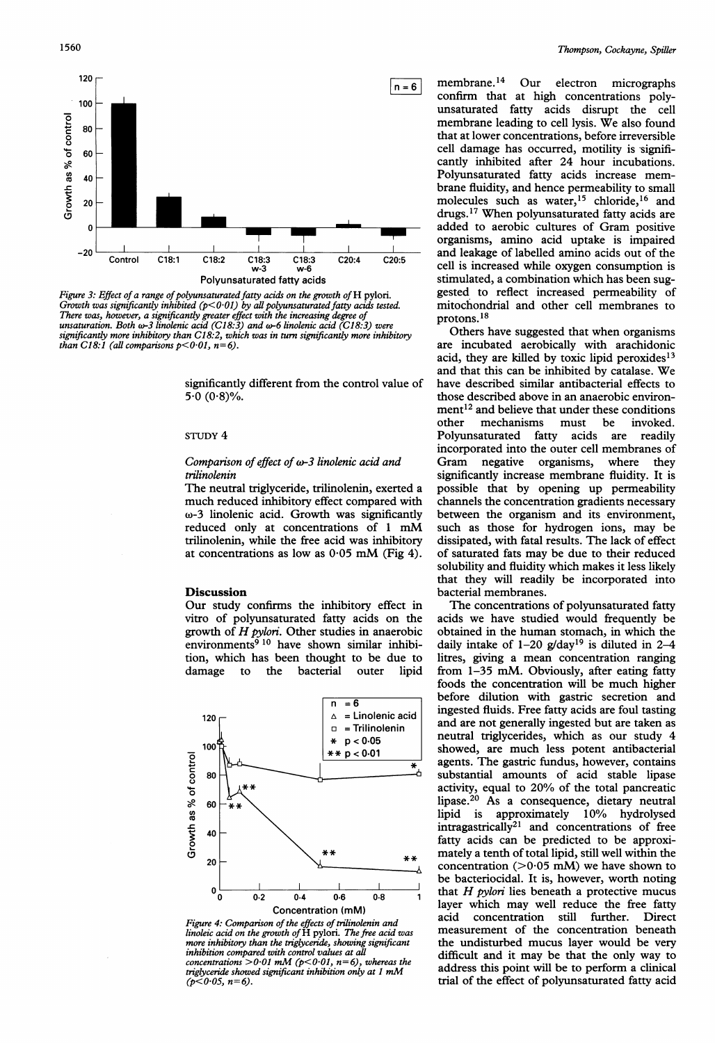*Figure 3: Effect of a range of polyunsaturated fatty acids on the growth of* H pylori. *Growth was significantly inhibited (p<0·01) by all polyunsaturated fatty acids tested. There was, however, a significantly greater effect with the increasing degree of unsaturation. Both ω-3 linolenic acid (C18:3) and ω-6 linolenic acid (C18:3) were significantly more inhibitory than C18:2, which was in turn significantly more inhibitory than C18:1 (all comparisons p<0·01, n=6).*

significantly different from the control value of 5·0 (0·8)%.

STUDY 4

*Comparison of effect of ω-3 linolenic acid and trilinolenin*

The neutral triglyceride, trilinolenin, exerted a much reduced inhibitory effect compared with ω-3 linolenic acid. Growth was significantly reduced only at concentrations of 1 mM trilinolenin, while the free acid was inhibitory at concentrations as low as 0·05 mM (Fig 4).

## Discussion

Our study confirms the inhibitory effect in vitro of polyunsaturated fatty acids on the growth of *H pylori*. Other studies in anaerobic environments[9 10] have shown similar inhibition, which has been thought to be due to damage to the bacterial outer lipid membrane.[14] Our electron micrographs confirm that at high concentrations polyunsaturated fatty acids disrupt the cell membrane leading to cell lysis. We also found that at lower concentrations, before irreversible cell damage has occurred, motility is significantly inhibited after 24 hour incubations. Polyunsaturated fatty acids increase membrane fluidity, and hence permeability to small molecules such as water,[15] chloride,[16] and drugs.[17] When polyunsaturated fatty acids are added to aerobic cultures of Gram positive organisms, amino acid uptake is impaired and leakage of labelled amino acids out of the cell is increased while oxygen consumption is stimulated, a combination which has been suggested to reflect increased permeability of mitochondrial and other cell membranes to protons.[18]

Others have suggested that when organisms are incubated aerobically with arachidonic acid, they are killed by toxic lipid peroxides[13] and that this can be inhibited by catalase. We have described similar antibacterial effects to those described above in an anaerobic environment[12] and believe that under these conditions other mechanisms must be invoked. Polyunsaturated fatty acids are readily incorporated into the outer cell membranes of Gram negative organisms, where they significantly increase membrane fluidity. It is possible that by opening up permeability channels the concentration gradients necessary between the organism and its environment, such as those for hydrogen ions, may be dissipated, with fatal results. The lack of effect of saturated fats may be due to their reduced solubility and fluidity which makes it less likely that they will readily be incorporated into bacterial membranes.

The concentrations of polyunsaturated fatty acids we have studied would frequently be obtained in the human stomach, in which the daily intake of 1–20 g/day[19] is diluted in 2–4 litres, giving a mean concentration ranging from 1–35 mM. Obviously, after eating fatty foods the concentration will be much higher before dilution with gastric secretion and ingested fluids. Free fatty acids are foul tasting and are not generally ingested but are taken as neutral triglycerides, which as our study 4 showed, are much less potent antibacterial agents. The gastric fundus, however, contains substantial amounts of acid stable lipase activity, equal to 20% of the total pancreatic lipase.[20] As a consequence, dietary neutral lipid is approximately 10% hydrolysed intragastrically[21] and concentrations of free fatty acids can be predicted to be approximately a tenth of total lipid, still well within the concentration (>0·05 mM) we have shown to be bacteriocidal. It is, however, worth noting that *H pylori* lies beneath a protective mucus layer which may well reduce the free fatty acid concentration still further. Direct measurement of the concentration beneath the undisturbed mucus layer would be very difficult and it may be that the only way to address this point will be to perform a clinical trial of the effect of polyunsaturated fatty acid

*Figure 4: Comparison of the effects of trilinolenin and linoleic acid on the growth of* H pylori. *The free acid was more inhibitory than the triglyceride, showing significant inhibition compared with control values at all concentrations >0·01 mM (p<0·01, n=6), whereas the triglyceride showed significant inhibition only at 1 mM (p<0·05, n=6).*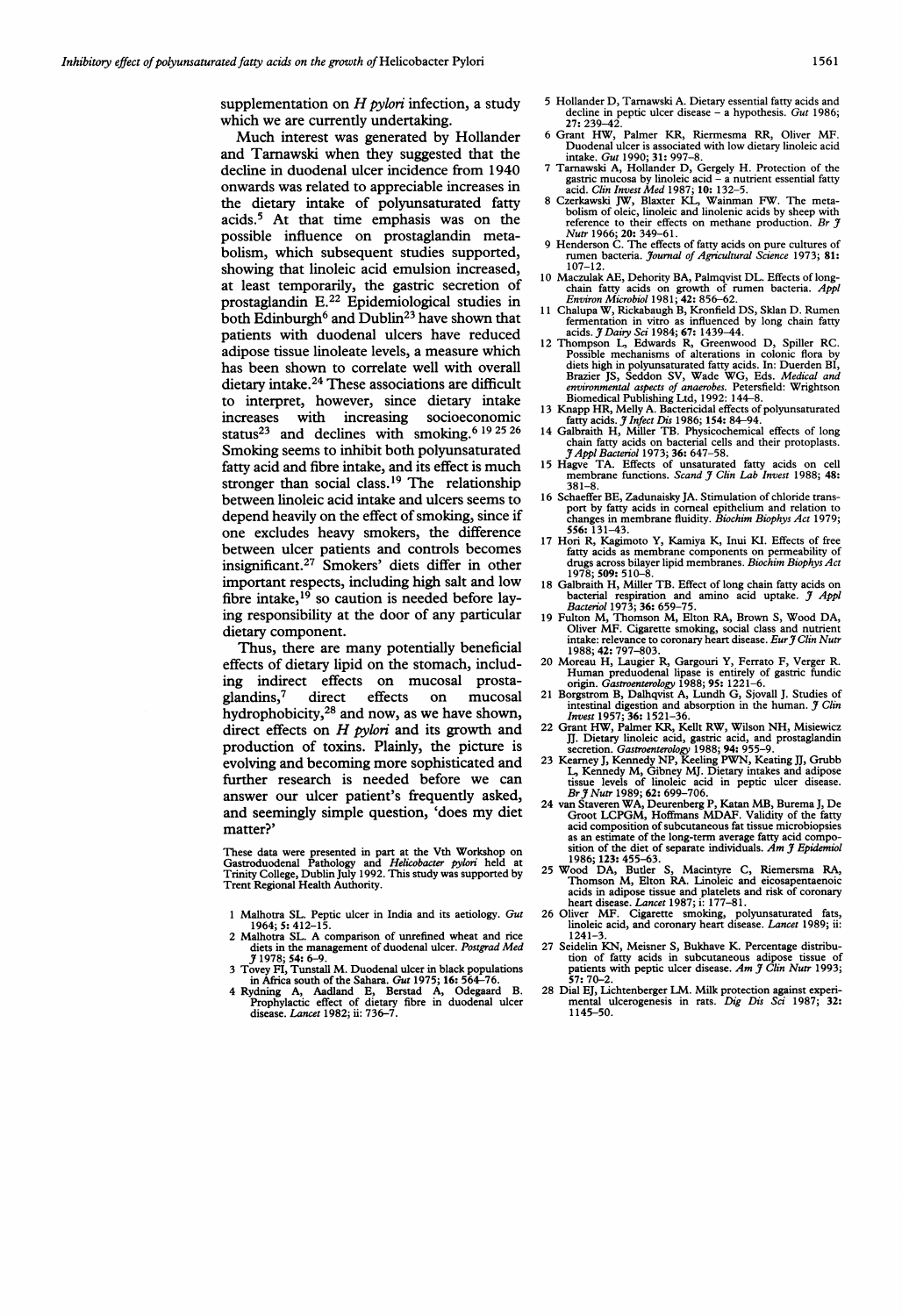supplementation on *H pylori* infection, a study which we are currently undertaking.

Much interest was generated by Hollander and Tarnawski when they suggested that the decline in duodenal ulcer incidence from 1940 onwards was related to appreciable increases in the dietary intake of polyunsaturated fatty acids.[5] At that time emphasis was on the possible influence on prostaglandin metabolism, which subsequent studies supported, showing that linoleic acid emulsion increased, at least temporarily, the gastric secretion of prostaglandin E.[22] Epidemiological studies in both Edinburgh[6] and Dublin[23] have shown that patients with duodenal ulcers have reduced adipose tissue linoleate levels, a measure which has been shown to correlate well with overall dietary intake.[24] These associations are difficult to interpret, however, since dietary intake increases with increasing socioeconomic status[23] and declines with smoking.[6 19 25 26] Smoking seems to inhibit both polyunsaturated fatty acid and fibre intake, and its effect is much stronger than social class.[19] The relationship between linoleic acid intake and ulcers seems to depend heavily on the effect of smoking, since if one excludes heavy smokers, the difference between ulcer patients and controls becomes insignificant.[27] Smokers' diets differ in other important respects, including high salt and low fibre intake,[19] so caution is needed before laying responsibility at the door of any particular dietary component.

Thus, there are many potentially beneficial effects of dietary lipid on the stomach, including indirect effects on mucosal prostaglandins,[7] direct effects on mucosal hydrophobicity,[28] and now, as we have shown, direct effects on *H pylori* and its growth and production of toxins. Plainly, the picture is evolving and becoming more sophisticated and further research is needed before we can answer our ulcer patient's frequently asked, and seemingly simple question, 'does my diet matter?'

These data were presented in part at the Vth Workshop on Gastroduodenal Pathology and *Helicobacter pylori* held at Trinity College, Dublin July 1992. This study was supported by Trent Regional Health Authority.

1 Malhotra SL. Peptic ulcer in India and its aetiology. *Gut* 1964; **5:** 412–15.
2 Malhotra SL. A comparison of unrefined wheat and rice diets in the management of duodenal ulcer. *Postgrad Med J* 1978; **54:** 6–9.
3 Tovey FI, Tunstall M. Duodenal ulcer in black populations in Africa south of the Sahara. *Gut* 1975; **16:** 564–76.
4 Rydning A, Aadland E, Berstad A, Odegaard B. Prophylactic effect of dietary fibre in duodenal ulcer disease. *Lancet* 1982; **ii:** 736–7.
5 Hollander D, Tarnawski A. Dietary essential fatty acids and decline in peptic ulcer disease – a hypothesis. *Gut* 1986; **27:** 239–42.
6 Grant HW, Palmer KR, Riermesma RR, Oliver MF. Duodenal ulcer is associated with low dietary linoleic acid intake. *Gut* 1990; **31:** 997–8.
7 Tarnawski A, Hollander D, Gergely H. Protection of the gastric mucosa by linoleic acid – a nutrient essential fatty acid. *Clin Invest Med* 1987; **10:** 132–5.
8 Czerkawski JW, Blaxter KL, Wainman FW. The metabolism of oleic, linoleic and linolenic acids by sheep with reference to their effects on methane production. *Br J Nutr* 1966; **20:** 349–61.
9 Henderson C. The effects of fatty acids on pure cultures of rumen bacteria. *Journal of Agricultural Science* 1973; **81:** 107–12.
10 Maczulak AE, Dehority BA, Palmqvist DL. Effects of long-chain fatty acids on growth of rumen bacteria. *Appl Environ Microbiol* 1981; **42:** 856–62.
11 Chalupa W, Rickabaugh B, Kronfield DS, Sklan D. Rumen fermentation in vitro as influenced by long chain fatty acids. *J Dairy Sci* 1984; **67:** 1439–44.
12 Thompson L, Edwards R, Greenwood D, Spiller RC. Possible mechanisms of alterations in colonic flora by diets high in polyunsaturated fatty acids. In: Duerden BI, Brazier JS, Seddon SV, Wade WG, Eds. *Medical and environmental aspects of anaerobes*. Petersfield: Wrightson Biomedical Publishing Ltd, 1992: 144–8.
13 Knapp HR, Melly A. Bactericidal effects of polyunsaturated fatty acids. *J Infect Dis* 1986; **154:** 84–94.
14 Galbraith H, Miller TB. Physicochemical effects of long chain fatty acids on bacterial cells and their protoplasts. *J Appl Bacteriol* 1973; **36:** 647–58.
15 Hagve TA. Effects of unsaturated fatty acids on cell membrane functions. *Scand J Clin Lab Invest* 1988; **48:** 381–8.
16 Schaeffer BE, Zadunaisky JA. Stimulation of chloride transport by fatty acids in corneal epithelium and relation to changes in membrane fluidity. *Biochim Biophys Act* 1979; **556:** 131–43.
17 Hori R, Kagimoto Y, Kamiya K, Inui KI. Effects of free fatty acids as membrane components on permeability of drugs across bilayer lipid membranes. *Biochim Biophys Act* 1978; **509:** 510–8.
18 Galbraith H, Miller TB. Effect of long chain fatty acids on bacterial respiration and amino acid uptake. *J Appl Bacteriol* 1973; **36:** 659–75.
19 Fulton M, Thomson M, Elton RA, Brown S, Wood DA, Oliver MF. Cigarette smoking, social class and nutrient intake: relevance to coronary heart disease. *Eur J Clin Nutr* 1988; **42:** 797–803.
20 Moreau H, Laugier R, Gargouri Y, Ferrato F, Verger R. Human preduodenal lipase is entirely of gastric fundic origin. *Gastroenterology* 1988; **95:** 1221–6.
21 Borgstrom B, Dalhqvist A, Lundh G, Sjovall J. Studies of intestinal digestion and absorption in the human. *J Clin Invest* 1957; **36:** 1521–36.
22 Grant HW, Palmer KR, Kellt RW, Wilson NH, Misiewicz JJ. Dietary linoleic acid, gastric acid, and prostaglandin secretion. *Gastroenterology* 1988; **94:** 955–9.
23 Kearney J, Kennedy NP, Keeling PWN, Keating JJ, Grubb L, Kennedy M, Gibney MJ. Dietary intakes and adipose tissue levels of linoleic acid in peptic ulcer disease. *Br J Nutr* 1989; **62:** 699–706.
24 van Staveren WA, Deurenberg P, Katan MB, Burema J, De Groot LCPGM, Hoffmans MDAF. Validity of the fatty acid composition of subcutaneous fat tissue microbiopsies as an estimate of the long-term average fatty acid composition of the diet of separate individuals. *Am J Epidemiol* 1986; **123:** 455–63.
25 Wood DA, Butler S, Macintyre C, Riemersma RA, Thomson M, Elton RA. Linoleic and eicosapentaenoic acids in adipose tissue and platelets and risk of coronary heart disease. *Lancet* 1987; **i:** 177–81.
26 Oliver MF. Cigarette smoking, polyunsaturated fats, linoleic acid, and coronary heart disease. *Lancet* 1989; **ii:** 1241–3.
27 Seidelin KN, Meisner S, Bukhave K. Percentage distribution of fatty acids in subcutaneous adipose tissue of patients with peptic ulcer disease. *Am J Clin Nutr* 1993; **57:** 70–2.
28 Dial EJ, Lichtenberger LM. Milk protection against experimental ulcerogenesis in rats. *Dig Dis Sci* 1987; **32:** 1145–50.